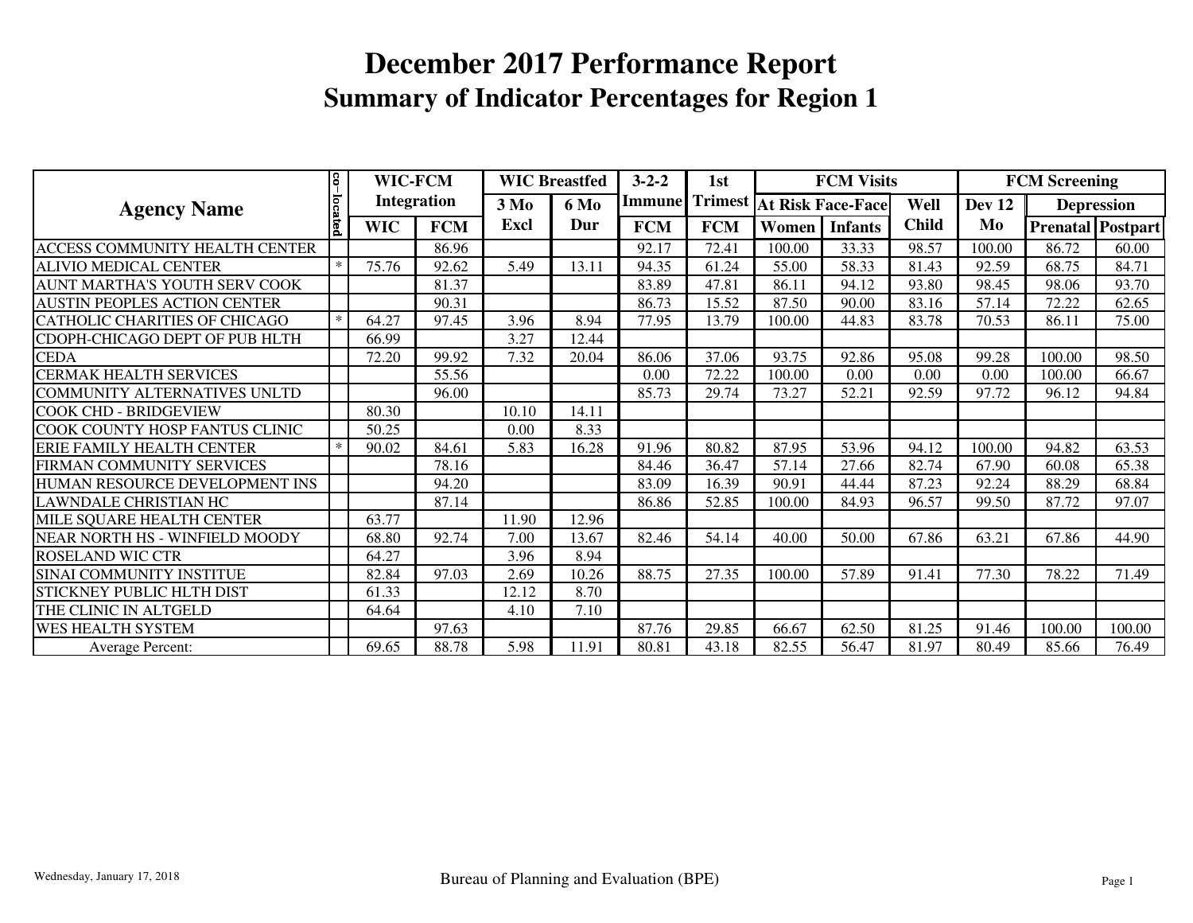# December 2017 Performance Report

## Summary of Indicator Percentages for Region 1

| Agency Name | co-located | WIC-FCM Integration | | WIC Breastfed | | 3-2-2 Immune | 1st Trimest | FCM Visits | | | FCM Screening | | |
|---|---|---|---|---|---|---|---|---|---|---|---|---|---|
| | | | | | | | | At Risk Face-Face | | Well Child | Dev 12 Mo | Depression | |
| | | WIC | FCM | 3 Mo Excl | 6 Mo Dur | FCM | FCM | Women | Infants | | | Prenatal | Postpart |
| ACCESS COMMUNITY HEALTH CENTER | | | 86.96 | | | 92.17 | 72.41 | 100.00 | 33.33 | 98.57 | 100.00 | 86.72 | 60.00 |
| ALIVIO MEDICAL CENTER | * | 75.76 | 92.62 | 5.49 | 13.11 | 94.35 | 61.24 | 55.00 | 58.33 | 81.43 | 92.59 | 68.75 | 84.71 |
| AUNT MARTHA'S YOUTH SERV COOK | | | 81.37 | | | 83.89 | 47.81 | 86.11 | 94.12 | 93.80 | 98.45 | 98.06 | 93.70 |
| AUSTIN PEOPLES ACTION CENTER | | | 90.31 | | | 86.73 | 15.52 | 87.50 | 90.00 | 83.16 | 57.14 | 72.22 | 62.65 |
| CATHOLIC CHARITIES OF CHICAGO | * | 64.27 | 97.45 | 3.96 | 8.94 | 77.95 | 13.79 | 100.00 | 44.83 | 83.78 | 70.53 | 86.11 | 75.00 |
| CDOPH-CHICAGO DEPT OF PUB HLTH | | 66.99 | | 3.27 | 12.44 | | | | | | | | |
| CEDA | | 72.20 | 99.92 | 7.32 | 20.04 | 86.06 | 37.06 | 93.75 | 92.86 | 95.08 | 99.28 | 100.00 | 98.50 |
| CERMAK HEALTH SERVICES | | | 55.56 | | | 0.00 | 72.22 | 100.00 | 0.00 | 0.00 | 0.00 | 100.00 | 66.67 |
| COMMUNITY ALTERNATIVES UNLTD | | | 96.00 | | | 85.73 | 29.74 | 73.27 | 52.21 | 92.59 | 97.72 | 96.12 | 94.84 |
| COOK CHD - BRIDGEVIEW | | 80.30 | | 10.10 | 14.11 | | | | | | | | |
| COOK COUNTY HOSP FANTUS CLINIC | | 50.25 | | 0.00 | 8.33 | | | | | | | | |
| ERIE FAMILY HEALTH CENTER | * | 90.02 | 84.61 | 5.83 | 16.28 | 91.96 | 80.82 | 87.95 | 53.96 | 94.12 | 100.00 | 94.82 | 63.53 |
| FIRMAN COMMUNITY SERVICES | | | 78.16 | | | 84.46 | 36.47 | 57.14 | 27.66 | 82.74 | 67.90 | 60.08 | 65.38 |
| HUMAN RESOURCE DEVELOPMENT INS | | | 94.20 | | | 83.09 | 16.39 | 90.91 | 44.44 | 87.23 | 92.24 | 88.29 | 68.84 |
| LAWNDALE CHRISTIAN HC | | | 87.14 | | | 86.86 | 52.85 | 100.00 | 84.93 | 96.57 | 99.50 | 87.72 | 97.07 |
| MILE SQUARE HEALTH CENTER | | 63.77 | | 11.90 | 12.96 | | | | | | | | |
| NEAR NORTH HS - WINFIELD MOODY | | 68.80 | 92.74 | 7.00 | 13.67 | 82.46 | 54.14 | 40.00 | 50.00 | 67.86 | 63.21 | 67.86 | 44.90 |
| ROSELAND WIC CTR | | 64.27 | | 3.96 | 8.94 | | | | | | | | |
| SINAI COMMUNITY INSTITUE | | 82.84 | 97.03 | 2.69 | 10.26 | 88.75 | 27.35 | 100.00 | 57.89 | 91.41 | 77.30 | 78.22 | 71.49 |
| STICKNEY PUBLIC HLTH DIST | | 61.33 | | 12.12 | 8.70 | | | | | | | | |
| THE CLINIC IN ALTGELD | | 64.64 | | 4.10 | 7.10 | | | | | | | | |
| WES HEALTH SYSTEM | | | 97.63 | | | 87.76 | 29.85 | 66.67 | 62.50 | 81.25 | 91.46 | 100.00 | 100.00 |
| Average Percent: | | 69.65 | 88.78 | 5.98 | 11.91 | 80.81 | 43.18 | 82.55 | 56.47 | 81.97 | 80.49 | 85.66 | 76.49 |

Wednesday, January 17, 2018

Bureau of Planning and Evaluation (BPE)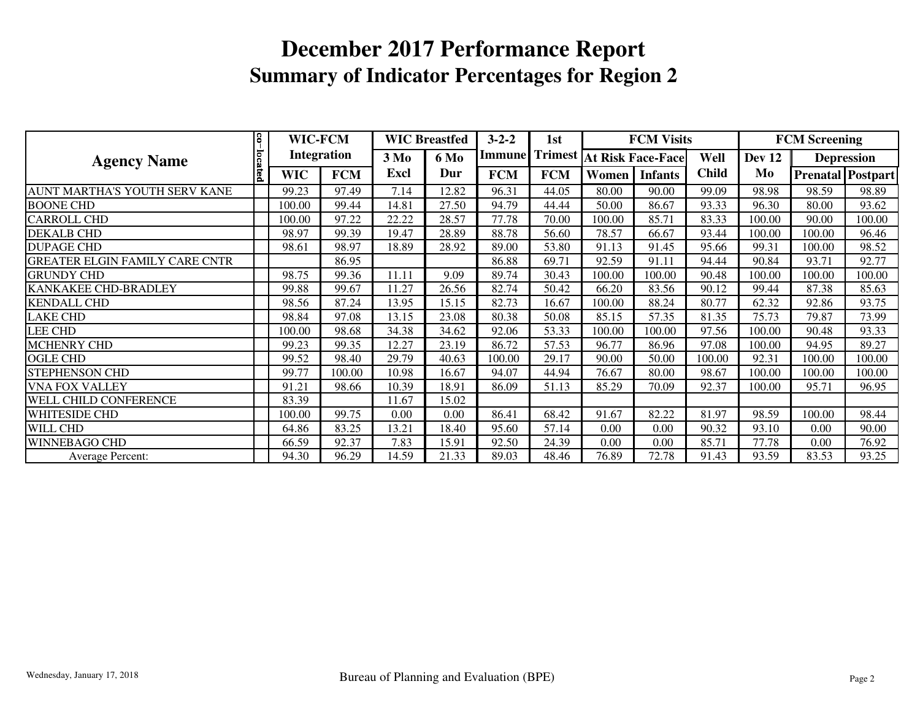# December 2017 Performance Report
## Summary of Indicator Percentages for Region 2

| Agency Name | co-located | WIC-FCM Integration | | WIC Breastfed | | 3-2-2 Immune | 1st Trimest | FCM Visits | | | FCM Screening | | |
|---|---|---|---|---|---|---|---|---|---|---|---|---|---|
| | | | | 3 Mo | 6 Mo | | | At Risk Face-Face | | Well | Dev 12 | Depression | |
| | | WIC | FCM | Excl | Dur | FCM | FCM | Women | Infants | Child | Mo | Prenatal | Postpart |
| AUNT MARTHA'S YOUTH SERV KANE | | 99.23 | 97.49 | 7.14 | 12.82 | 96.31 | 44.05 | 80.00 | 90.00 | 99.09 | 98.98 | 98.59 | 98.89 |
| BOONE CHD | | 100.00 | 99.44 | 14.81 | 27.50 | 94.79 | 44.44 | 50.00 | 86.67 | 93.33 | 96.30 | 80.00 | 93.62 |
| CARROLL CHD | | 100.00 | 97.22 | 22.22 | 28.57 | 77.78 | 70.00 | 100.00 | 85.71 | 83.33 | 100.00 | 90.00 | 100.00 |
| DEKALB CHD | | 98.97 | 99.39 | 19.47 | 28.89 | 88.78 | 56.60 | 78.57 | 66.67 | 93.44 | 100.00 | 100.00 | 96.46 |
| DUPAGE CHD | | 98.61 | 98.97 | 18.89 | 28.92 | 89.00 | 53.80 | 91.13 | 91.45 | 95.66 | 99.31 | 100.00 | 98.52 |
| GREATER ELGIN FAMILY CARE CNTR | | | 86.95 | | | 86.88 | 69.71 | 92.59 | 91.11 | 94.44 | 90.84 | 93.71 | 92.77 |
| GRUNDY CHD | | 98.75 | 99.36 | 11.11 | 9.09 | 89.74 | 30.43 | 100.00 | 100.00 | 90.48 | 100.00 | 100.00 | 100.00 |
| KANKAKEE CHD-BRADLEY | | 99.88 | 99.67 | 11.27 | 26.56 | 82.74 | 50.42 | 66.20 | 83.56 | 90.12 | 99.44 | 87.38 | 85.63 |
| KENDALL CHD | | 98.56 | 87.24 | 13.95 | 15.15 | 82.73 | 16.67 | 100.00 | 88.24 | 80.77 | 62.32 | 92.86 | 93.75 |
| LAKE CHD | | 98.84 | 97.08 | 13.15 | 23.08 | 80.38 | 50.08 | 85.15 | 57.35 | 81.35 | 75.73 | 79.87 | 73.99 |
| LEE CHD | | 100.00 | 98.68 | 34.38 | 34.62 | 92.06 | 53.33 | 100.00 | 100.00 | 97.56 | 100.00 | 90.48 | 93.33 |
| MCHENRY CHD | | 99.23 | 99.35 | 12.27 | 23.19 | 86.72 | 57.53 | 96.77 | 86.96 | 97.08 | 100.00 | 94.95 | 89.27 |
| OGLE CHD | | 99.52 | 98.40 | 29.79 | 40.63 | 100.00 | 29.17 | 90.00 | 50.00 | 100.00 | 92.31 | 100.00 | 100.00 |
| STEPHENSON CHD | | 99.77 | 100.00 | 10.98 | 16.67 | 94.07 | 44.94 | 76.67 | 80.00 | 98.67 | 100.00 | 100.00 | 100.00 |
| VNA FOX VALLEY | | 91.21 | 98.66 | 10.39 | 18.91 | 86.09 | 51.13 | 85.29 | 70.09 | 92.37 | 100.00 | 95.71 | 96.95 |
| WELL CHILD CONFERENCE | | 83.39 | | 11.67 | 15.02 | | | | | | | | |
| WHITESIDE CHD | | 100.00 | 99.75 | 0.00 | 0.00 | 86.41 | 68.42 | 91.67 | 82.22 | 81.97 | 98.59 | 100.00 | 98.44 |
| WILL CHD | | 64.86 | 83.25 | 13.21 | 18.40 | 95.60 | 57.14 | 0.00 | 0.00 | 90.32 | 93.10 | 0.00 | 90.00 |
| WINNEBAGO CHD | | 66.59 | 92.37 | 7.83 | 15.91 | 92.50 | 24.39 | 0.00 | 0.00 | 85.71 | 77.78 | 0.00 | 76.92 |
| Average Percent: | | 94.30 | 96.29 | 14.59 | 21.33 | 89.03 | 48.46 | 76.89 | 72.78 | 91.43 | 93.59 | 83.53 | 93.25 |

Wednesday, January 17, 2018 — Bureau of Planning and Evaluation (BPE)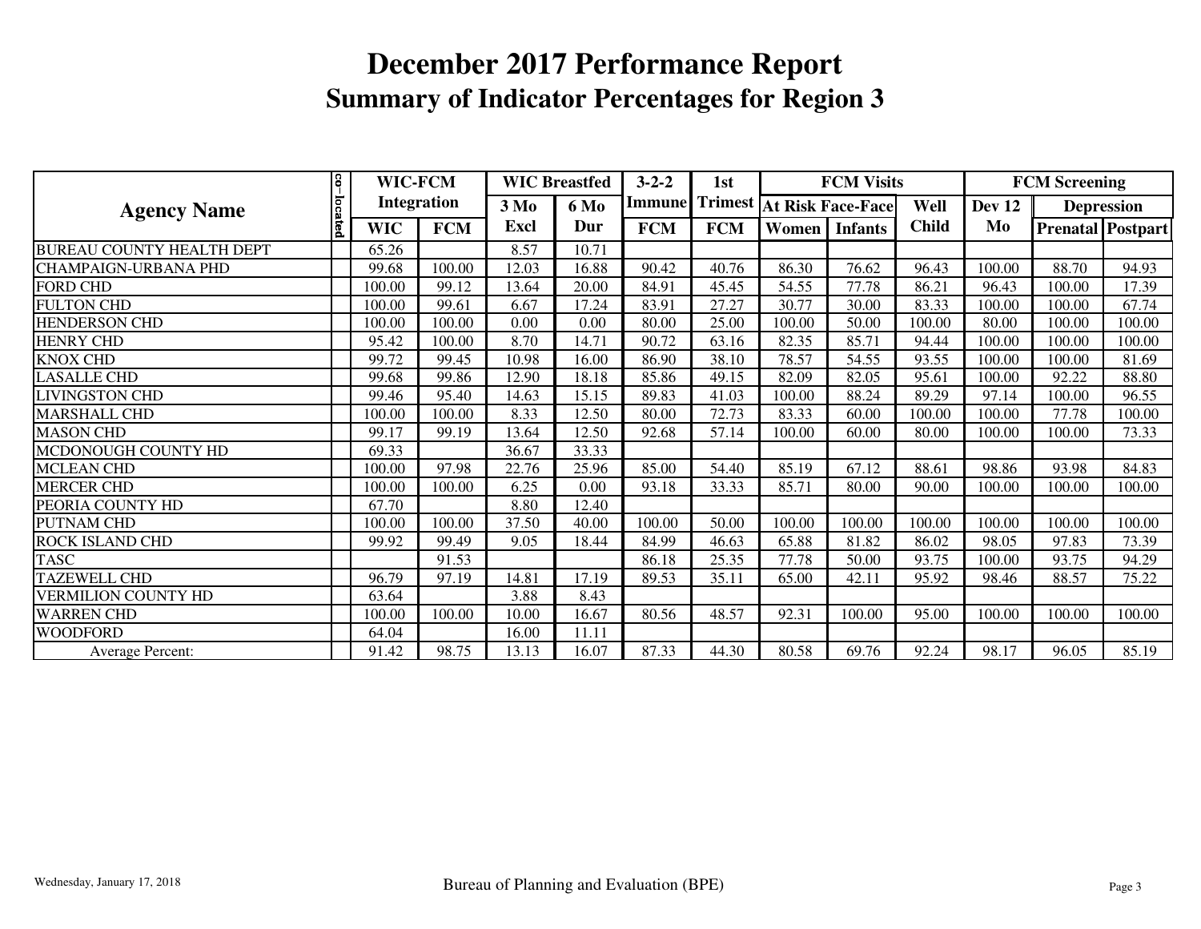# December 2017 Performance Report
## Summary of Indicator Percentages for Region 3

| Agency Name | co-located | WIC-FCM Integration | | WIC Breastfed | | 3-2-2 | 1st | FCM Visits | | | FCM Screening | | |
|---|---|---|---|---|---|---|---|---|---|---|---|---|---|
| | | | | 3 Mo | 6 Mo | Immune | Trimest | At Risk Face-Face | | Well | Dev 12 | Depression | |
| | | WIC | FCM | Excl | Dur | FCM | FCM | Women | Infants | Child | Mo | Prenatal | Postpart |
| BUREAU COUNTY HEALTH DEPT | | 65.26 | | 8.57 | 10.71 | | | | | | | | |
| CHAMPAIGN-URBANA PHD | | 99.68 | 100.00 | 12.03 | 16.88 | 90.42 | 40.76 | 86.30 | 76.62 | 96.43 | 100.00 | 88.70 | 94.93 |
| FORD CHD | | 100.00 | 99.12 | 13.64 | 20.00 | 84.91 | 45.45 | 54.55 | 77.78 | 86.21 | 96.43 | 100.00 | 17.39 |
| FULTON CHD | | 100.00 | 99.61 | 6.67 | 17.24 | 83.91 | 27.27 | 30.77 | 30.00 | 83.33 | 100.00 | 100.00 | 67.74 |
| HENDERSON CHD | | 100.00 | 100.00 | 0.00 | 0.00 | 80.00 | 25.00 | 100.00 | 50.00 | 100.00 | 80.00 | 100.00 | 100.00 |
| HENRY CHD | | 95.42 | 100.00 | 8.70 | 14.71 | 90.72 | 63.16 | 82.35 | 85.71 | 94.44 | 100.00 | 100.00 | 100.00 |
| KNOX CHD | | 99.72 | 99.45 | 10.98 | 16.00 | 86.90 | 38.10 | 78.57 | 54.55 | 93.55 | 100.00 | 100.00 | 81.69 |
| LASALLE CHD | | 99.68 | 99.86 | 12.90 | 18.18 | 85.86 | 49.15 | 82.09 | 82.05 | 95.61 | 100.00 | 92.22 | 88.80 |
| LIVINGSTON CHD | | 99.46 | 95.40 | 14.63 | 15.15 | 89.83 | 41.03 | 100.00 | 88.24 | 89.29 | 97.14 | 100.00 | 96.55 |
| MARSHALL CHD | | 100.00 | 100.00 | 8.33 | 12.50 | 80.00 | 72.73 | 83.33 | 60.00 | 100.00 | 100.00 | 77.78 | 100.00 |
| MASON CHD | | 99.17 | 99.19 | 13.64 | 12.50 | 92.68 | 57.14 | 100.00 | 60.00 | 80.00 | 100.00 | 100.00 | 73.33 |
| MCDONOUGH COUNTY HD | | 69.33 | | 36.67 | 33.33 | | | | | | | | |
| MCLEAN CHD | | 100.00 | 97.98 | 22.76 | 25.96 | 85.00 | 54.40 | 85.19 | 67.12 | 88.61 | 98.86 | 93.98 | 84.83 |
| MERCER CHD | | 100.00 | 100.00 | 6.25 | 0.00 | 93.18 | 33.33 | 85.71 | 80.00 | 90.00 | 100.00 | 100.00 | 100.00 |
| PEORIA COUNTY HD | | 67.70 | | 8.80 | 12.40 | | | | | | | | |
| PUTNAM CHD | | 100.00 | 100.00 | 37.50 | 40.00 | 100.00 | 50.00 | 100.00 | 100.00 | 100.00 | 100.00 | 100.00 | 100.00 |
| ROCK ISLAND CHD | | 99.92 | 99.49 | 9.05 | 18.44 | 84.99 | 46.63 | 65.88 | 81.82 | 86.02 | 98.05 | 97.83 | 73.39 |
| TASC | | | 91.53 | | | 86.18 | 25.35 | 77.78 | 50.00 | 93.75 | 100.00 | 93.75 | 94.29 |
| TAZEWELL CHD | | 96.79 | 97.19 | 14.81 | 17.19 | 89.53 | 35.11 | 65.00 | 42.11 | 95.92 | 98.46 | 88.57 | 75.22 |
| VERMILION COUNTY HD | | 63.64 | | 3.88 | 8.43 | | | | | | | | |
| WARREN CHD | | 100.00 | 100.00 | 10.00 | 16.67 | 80.56 | 48.57 | 92.31 | 100.00 | 95.00 | 100.00 | 100.00 | 100.00 |
| WOODFORD | | 64.04 | | 16.00 | 11.11 | | | | | | | | |
| Average Percent: | | 91.42 | 98.75 | 13.13 | 16.07 | 87.33 | 44.30 | 80.58 | 69.76 | 92.24 | 98.17 | 96.05 | 85.19 |

Wednesday, January 17, 2018 Bureau of Planning and Evaluation (BPE)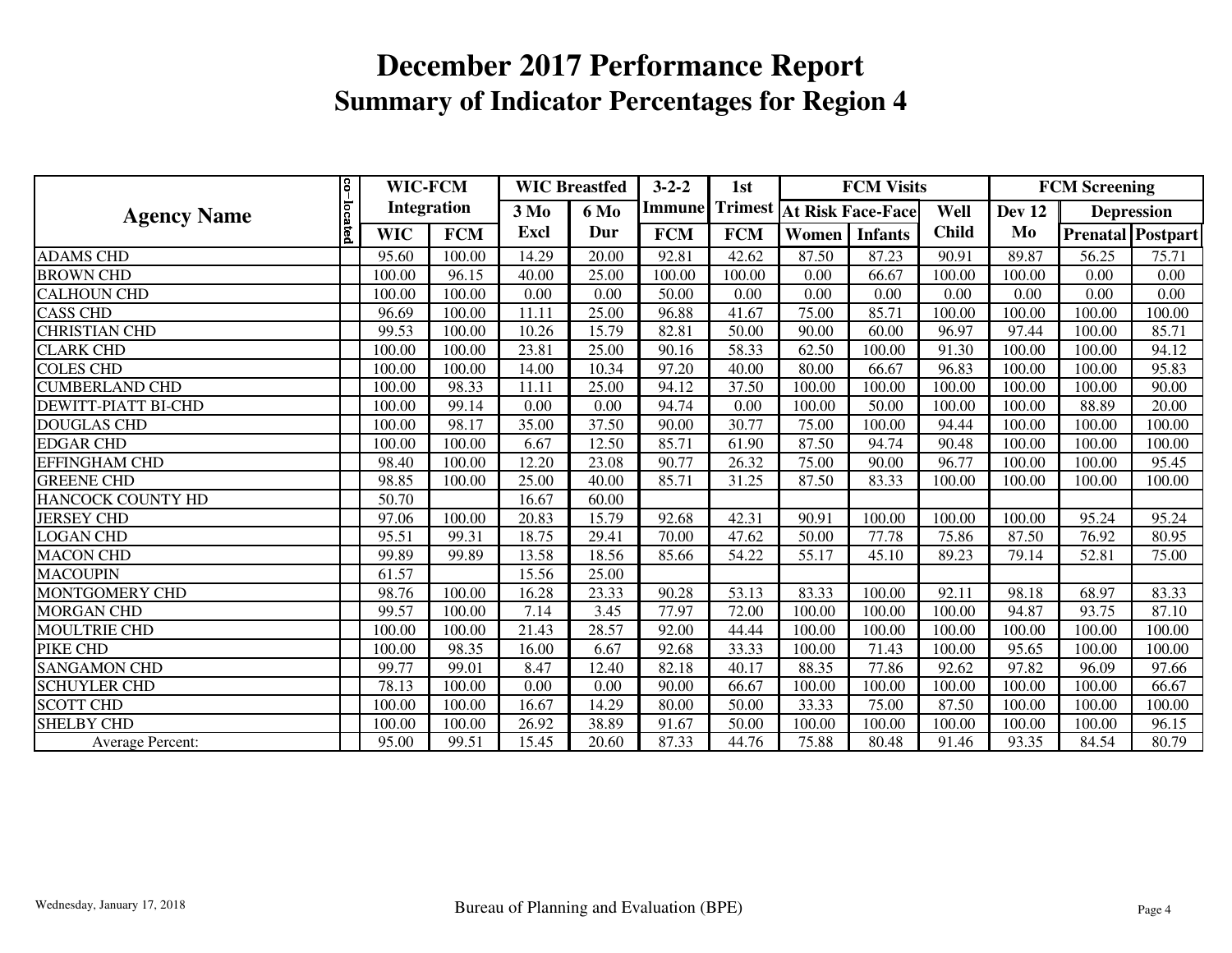# December 2017 Performance Report

## Summary of Indicator Percentages for Region 4

| Agency Name | co-located | WIC-FCM Integration | | WIC Breastfed | | 3-2-2 Immune | 1st Trimest | FCM Visits | | | FCM Screening | | |
|---|---|---|---|---|---|---|---|---|---|---|---|---|---|
| | | | | 3 Mo | 6 Mo | | | At Risk Face-Face | | Well | Dev 12 | Depression | |
| | | WIC | FCM | Excl | Dur | FCM | FCM | Women | Infants | Child | Mo | Prenatal | Postpart |
| ADAMS CHD | | 95.60 | 100.00 | 14.29 | 20.00 | 92.81 | 42.62 | 87.50 | 87.23 | 90.91 | 89.87 | 56.25 | 75.71 |
| BROWN CHD | | 100.00 | 96.15 | 40.00 | 25.00 | 100.00 | 100.00 | 0.00 | 66.67 | 100.00 | 100.00 | 0.00 | 0.00 |
| CALHOUN CHD | | 100.00 | 100.00 | 0.00 | 0.00 | 50.00 | 0.00 | 0.00 | 0.00 | 0.00 | 0.00 | 0.00 | 0.00 |
| CASS CHD | | 96.69 | 100.00 | 11.11 | 25.00 | 96.88 | 41.67 | 75.00 | 85.71 | 100.00 | 100.00 | 100.00 | 100.00 |
| CHRISTIAN CHD | | 99.53 | 100.00 | 10.26 | 15.79 | 82.81 | 50.00 | 90.00 | 60.00 | 96.97 | 97.44 | 100.00 | 85.71 |
| CLARK CHD | | 100.00 | 100.00 | 23.81 | 25.00 | 90.16 | 58.33 | 62.50 | 100.00 | 91.30 | 100.00 | 100.00 | 94.12 |
| COLES CHD | | 100.00 | 100.00 | 14.00 | 10.34 | 97.20 | 40.00 | 80.00 | 66.67 | 96.83 | 100.00 | 100.00 | 95.83 |
| CUMBERLAND CHD | | 100.00 | 98.33 | 11.11 | 25.00 | 94.12 | 37.50 | 100.00 | 100.00 | 100.00 | 100.00 | 100.00 | 90.00 |
| DEWITT-PIATT BI-CHD | | 100.00 | 99.14 | 0.00 | 0.00 | 94.74 | 0.00 | 100.00 | 50.00 | 100.00 | 100.00 | 88.89 | 20.00 |
| DOUGLAS CHD | | 100.00 | 98.17 | 35.00 | 37.50 | 90.00 | 30.77 | 75.00 | 100.00 | 94.44 | 100.00 | 100.00 | 100.00 |
| EDGAR CHD | | 100.00 | 100.00 | 6.67 | 12.50 | 85.71 | 61.90 | 87.50 | 94.74 | 90.48 | 100.00 | 100.00 | 100.00 |
| EFFINGHAM CHD | | 98.40 | 100.00 | 12.20 | 23.08 | 90.77 | 26.32 | 75.00 | 90.00 | 96.77 | 100.00 | 100.00 | 95.45 |
| GREENE CHD | | 98.85 | 100.00 | 25.00 | 40.00 | 85.71 | 31.25 | 87.50 | 83.33 | 100.00 | 100.00 | 100.00 | 100.00 |
| HANCOCK COUNTY HD | | 50.70 | | 16.67 | 60.00 | | | | | | | | |
| JERSEY CHD | | 97.06 | 100.00 | 20.83 | 15.79 | 92.68 | 42.31 | 90.91 | 100.00 | 100.00 | 100.00 | 95.24 | 95.24 |
| LOGAN CHD | | 95.51 | 99.31 | 18.75 | 29.41 | 70.00 | 47.62 | 50.00 | 77.78 | 75.86 | 87.50 | 76.92 | 80.95 |
| MACON CHD | | 99.89 | 99.89 | 13.58 | 18.56 | 85.66 | 54.22 | 55.17 | 45.10 | 89.23 | 79.14 | 52.81 | 75.00 |
| MACOUPIN | | 61.57 | | 15.56 | 25.00 | | | | | | | | |
| MONTGOMERY CHD | | 98.76 | 100.00 | 16.28 | 23.33 | 90.28 | 53.13 | 83.33 | 100.00 | 92.11 | 98.18 | 68.97 | 83.33 |
| MORGAN CHD | | 99.57 | 100.00 | 7.14 | 3.45 | 77.97 | 72.00 | 100.00 | 100.00 | 100.00 | 94.87 | 93.75 | 87.10 |
| MOULTRIE CHD | | 100.00 | 100.00 | 21.43 | 28.57 | 92.00 | 44.44 | 100.00 | 100.00 | 100.00 | 100.00 | 100.00 | 100.00 |
| PIKE CHD | | 100.00 | 98.35 | 16.00 | 6.67 | 92.68 | 33.33 | 100.00 | 71.43 | 100.00 | 95.65 | 100.00 | 100.00 |
| SANGAMON CHD | | 99.77 | 99.01 | 8.47 | 12.40 | 82.18 | 40.17 | 88.35 | 77.86 | 92.62 | 97.82 | 96.09 | 97.66 |
| SCHUYLER CHD | | 78.13 | 100.00 | 0.00 | 0.00 | 90.00 | 66.67 | 100.00 | 100.00 | 100.00 | 100.00 | 100.00 | 66.67 |
| SCOTT CHD | | 100.00 | 100.00 | 16.67 | 14.29 | 80.00 | 50.00 | 33.33 | 75.00 | 87.50 | 100.00 | 100.00 | 100.00 |
| SHELBY CHD | | 100.00 | 100.00 | 26.92 | 38.89 | 91.67 | 50.00 | 100.00 | 100.00 | 100.00 | 100.00 | 100.00 | 96.15 |
| Average Percent: | | 95.00 | 99.51 | 15.45 | 20.60 | 87.33 | 44.76 | 75.88 | 80.48 | 91.46 | 93.35 | 84.54 | 80.79 |

Wednesday, January 17, 2018

Bureau of Planning and Evaluation (BPE)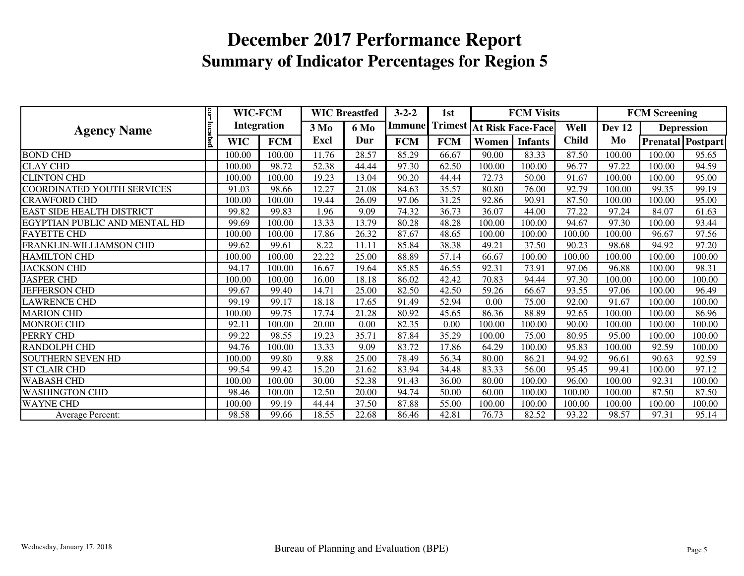# December 2017 Performance Report
## Summary of Indicator Percentages for Region 5

| Agency Name | co-located | WIC-FCM Integration | | WIC Breastfed | | 3-2-2 Immune | 1st Trimest | FCM Visits | | | FCM Screening | | |
|---|---|---|---|---|---|---|---|---|---|---|---|---|---|
| | | | | 3 Mo | 6 Mo | | | At Risk Face-Face | | Well | Dev 12 | Depression | |
| | | WIC | FCM | Excl | Dur | FCM | FCM | Women | Infants | Child | Mo | Prenatal | Postpart |
| BOND CHD | | 100.00 | 100.00 | 11.76 | 28.57 | 85.29 | 66.67 | 90.00 | 83.33 | 87.50 | 100.00 | 100.00 | 95.65 |
| CLAY CHD | | 100.00 | 98.72 | 52.38 | 44.44 | 97.30 | 62.50 | 100.00 | 100.00 | 96.77 | 97.22 | 100.00 | 94.59 |
| CLINTON CHD | | 100.00 | 100.00 | 19.23 | 13.04 | 90.20 | 44.44 | 72.73 | 50.00 | 91.67 | 100.00 | 100.00 | 95.00 |
| COORDINATED YOUTH SERVICES | | 91.03 | 98.66 | 12.27 | 21.08 | 84.63 | 35.57 | 80.80 | 76.00 | 92.79 | 100.00 | 99.35 | 99.19 |
| CRAWFORD CHD | | 100.00 | 100.00 | 19.44 | 26.09 | 97.06 | 31.25 | 92.86 | 90.91 | 87.50 | 100.00 | 100.00 | 95.00 |
| EAST SIDE HEALTH DISTRICT | | 99.82 | 99.83 | 1.96 | 9.09 | 74.32 | 36.73 | 36.07 | 44.00 | 77.22 | 97.24 | 84.07 | 61.63 |
| EGYPTIAN PUBLIC AND MENTAL HD | | 99.69 | 100.00 | 13.33 | 13.79 | 80.28 | 48.28 | 100.00 | 100.00 | 94.67 | 97.30 | 100.00 | 93.44 |
| FAYETTE CHD | | 100.00 | 100.00 | 17.86 | 26.32 | 87.67 | 48.65 | 100.00 | 100.00 | 100.00 | 100.00 | 96.67 | 97.56 |
| FRANKLIN-WILLIAMSON CHD | | 99.62 | 99.61 | 8.22 | 11.11 | 85.84 | 38.38 | 49.21 | 37.50 | 90.23 | 98.68 | 94.92 | 97.20 |
| HAMILTON CHD | | 100.00 | 100.00 | 22.22 | 25.00 | 88.89 | 57.14 | 66.67 | 100.00 | 100.00 | 100.00 | 100.00 | 100.00 |
| JACKSON CHD | | 94.17 | 100.00 | 16.67 | 19.64 | 85.85 | 46.55 | 92.31 | 73.91 | 97.06 | 96.88 | 100.00 | 98.31 |
| JASPER CHD | | 100.00 | 100.00 | 16.00 | 18.18 | 86.02 | 42.42 | 70.83 | 94.44 | 97.30 | 100.00 | 100.00 | 100.00 |
| JEFFERSON CHD | | 99.67 | 99.40 | 14.71 | 25.00 | 82.50 | 42.50 | 59.26 | 66.67 | 93.55 | 97.06 | 100.00 | 96.49 |
| LAWRENCE CHD | | 99.19 | 99.17 | 18.18 | 17.65 | 91.49 | 52.94 | 0.00 | 75.00 | 92.00 | 91.67 | 100.00 | 100.00 |
| MARION CHD | | 100.00 | 99.75 | 17.74 | 21.28 | 80.92 | 45.65 | 86.36 | 88.89 | 92.65 | 100.00 | 100.00 | 86.96 |
| MONROE CHD | | 92.11 | 100.00 | 20.00 | 0.00 | 82.35 | 0.00 | 100.00 | 100.00 | 90.00 | 100.00 | 100.00 | 100.00 |
| PERRY CHD | | 99.22 | 98.55 | 19.23 | 35.71 | 87.84 | 35.29 | 100.00 | 75.00 | 80.95 | 95.00 | 100.00 | 100.00 |
| RANDOLPH CHD | | 94.76 | 100.00 | 13.33 | 9.09 | 83.72 | 17.86 | 64.29 | 100.00 | 95.83 | 100.00 | 92.59 | 100.00 |
| SOUTHERN SEVEN HD | | 100.00 | 99.80 | 9.88 | 25.00 | 78.49 | 56.34 | 80.00 | 86.21 | 94.92 | 96.61 | 90.63 | 92.59 |
| ST CLAIR CHD | | 99.54 | 99.42 | 15.20 | 21.62 | 83.94 | 34.48 | 83.33 | 56.00 | 95.45 | 99.41 | 100.00 | 97.12 |
| WABASH CHD | | 100.00 | 100.00 | 30.00 | 52.38 | 91.43 | 36.00 | 80.00 | 100.00 | 96.00 | 100.00 | 92.31 | 100.00 |
| WASHINGTON CHD | | 98.46 | 100.00 | 12.50 | 20.00 | 94.74 | 50.00 | 60.00 | 100.00 | 100.00 | 100.00 | 87.50 | 87.50 |
| WAYNE CHD | | 100.00 | 99.19 | 44.44 | 37.50 | 87.88 | 55.00 | 100.00 | 100.00 | 100.00 | 100.00 | 100.00 | 100.00 |
| Average Percent: | | 98.58 | 99.66 | 18.55 | 22.68 | 86.46 | 42.81 | 76.73 | 82.52 | 93.22 | 98.57 | 97.31 | 95.14 |

Wednesday, January 17, 2018 — Bureau of Planning and Evaluation (BPE)